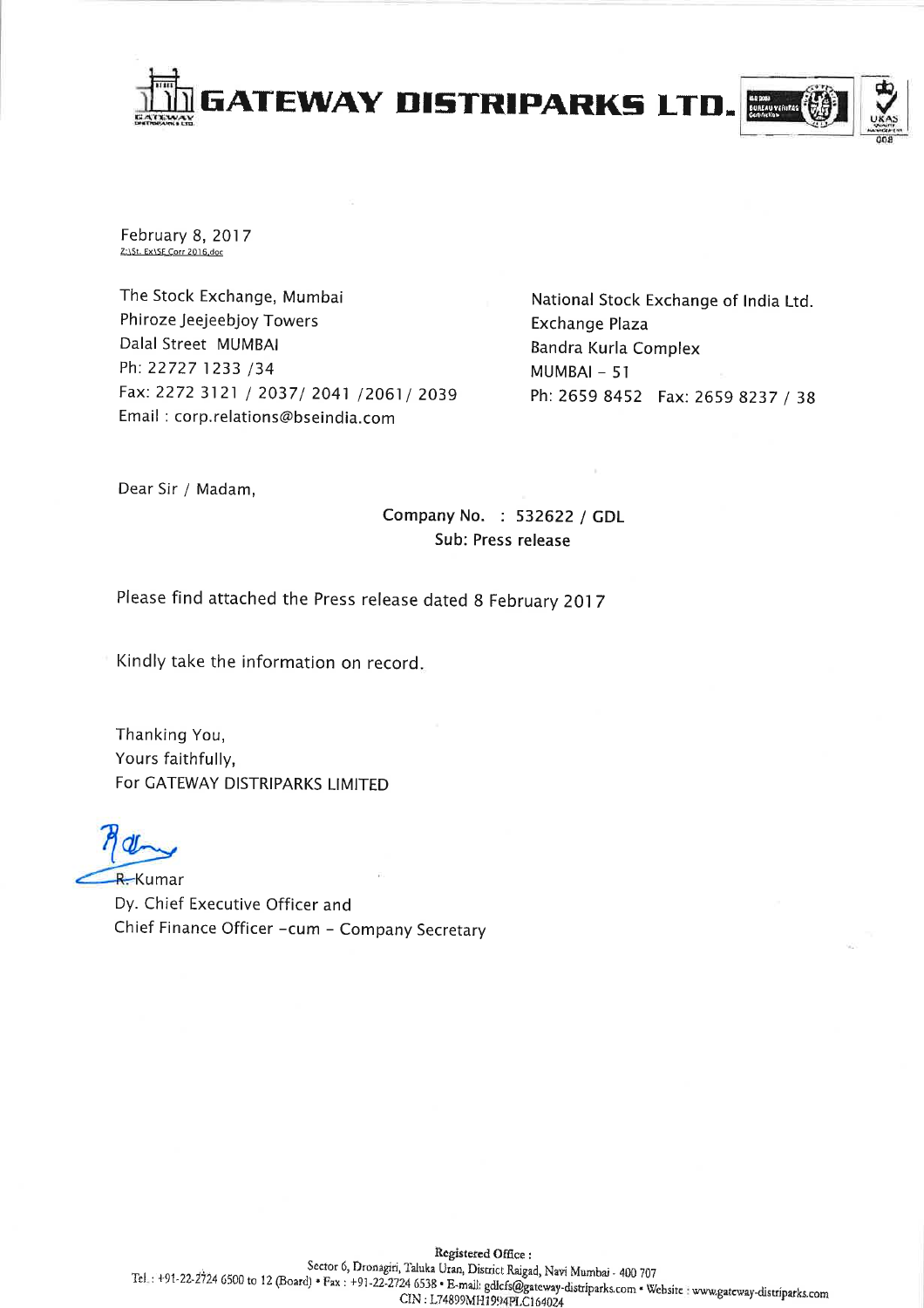# GATEWAY DISTRIPARKS LTD.

February 8, 2017
Z:\St. Ex\SE Corr 2016.doc

The Stock Exchange, Mumbai
Phiroze Jeejeebjoy Towers
Dalal Street MUMBAI
Ph: 22727 1233 /34
Fax: 2272 3121 / 2037/ 2041 /2061/ 2039
Email : corp.relations@bseindia.com

National Stock Exchange of India Ltd.
Exchange Plaza
Bandra Kurla Complex
MUMBAI – 51
Ph: 2659 8452 Fax: 2659 8237 / 38

Dear Sir / Madam,

Company No. : 532622 / GDL
Sub: Press release

Please find attached the Press release dated 8 February 2017

Kindly take the information on record.

Thanking You,
Yours faithfully,
For GATEWAY DISTRIPARKS LIMITED

R. Kumar
Dy. Chief Executive Officer and
Chief Finance Officer -cum - Company Secretary

**Registered Office :**
Sector 6, Dronagiri, Taluka Uran, District Raigad, Navi Mumbai - 400 707
Tel.: +91-22-2724 6500 to 12 (Board) • Fax : +91-22-2724 6538 • E-mail: gdlcfs@gateway-distriparks.com • Website : www.gateway-distriparks.com
CIN : L74899MH1994PLC164024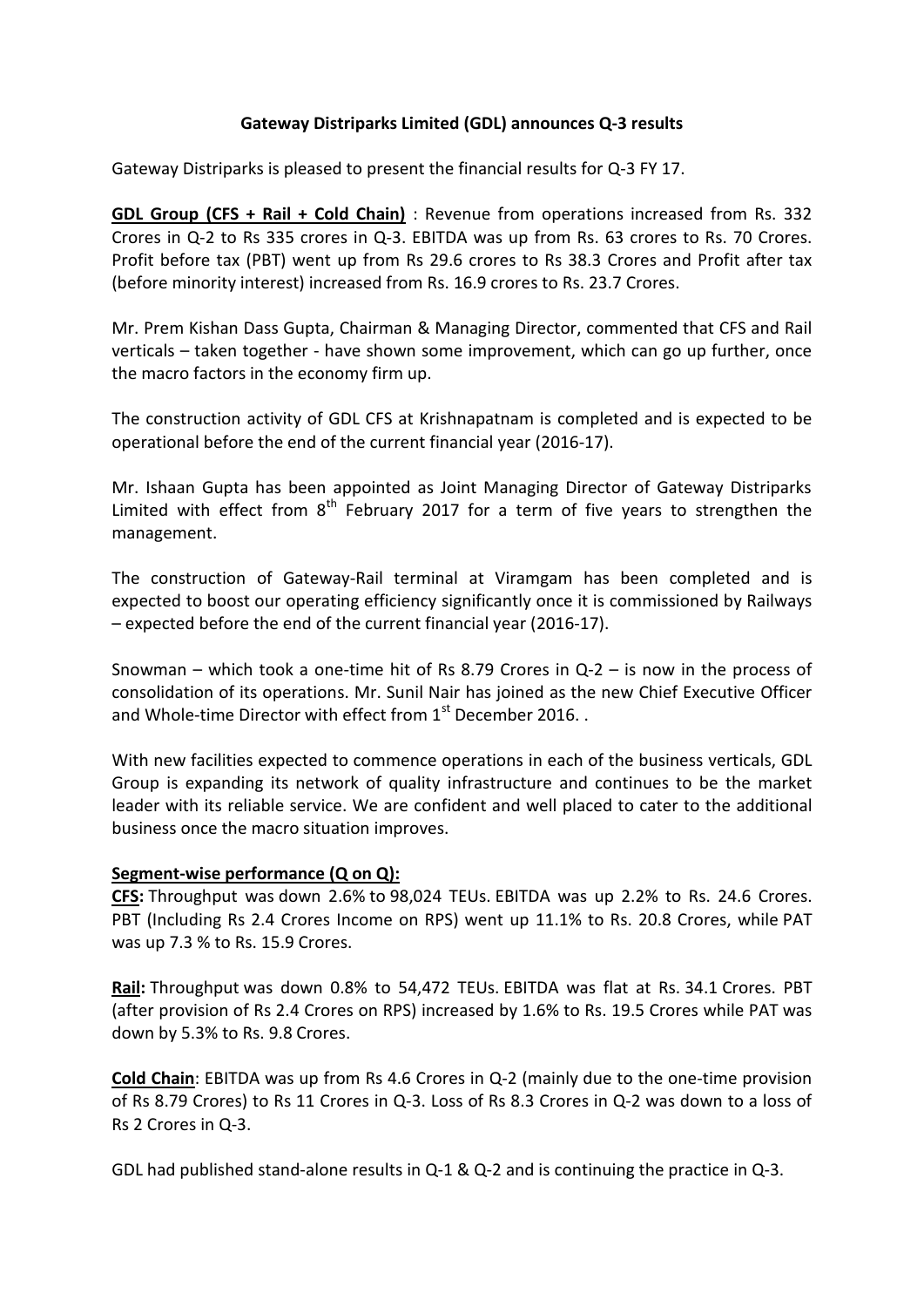**Gateway Distriparks Limited (GDL) announces Q-3 results**

Gateway Distriparks is pleased to present the financial results for Q-3 FY 17.

**GDL Group (CFS + Rail + Cold Chain)** : Revenue from operations increased from Rs. 332 Crores in Q-2 to Rs 335 crores in Q-3. EBITDA was up from Rs. 63 crores to Rs. 70 Crores. Profit before tax (PBT) went up from Rs 29.6 crores to Rs 38.3 Crores and Profit after tax (before minority interest) increased from Rs. 16.9 crores to Rs. 23.7 Crores.

Mr. Prem Kishan Dass Gupta, Chairman & Managing Director, commented that CFS and Rail verticals – taken together - have shown some improvement, which can go up further, once the macro factors in the economy firm up.

The construction activity of GDL CFS at Krishnapatnam is completed and is expected to be operational before the end of the current financial year (2016-17).

Mr. Ishaan Gupta has been appointed as Joint Managing Director of Gateway Distriparks Limited with effect from 8th February 2017 for a term of five years to strengthen the management.

The construction of Gateway-Rail terminal at Viramgam has been completed and is expected to boost our operating efficiency significantly once it is commissioned by Railways – expected before the end of the current financial year (2016-17).

Snowman – which took a one-time hit of Rs 8.79 Crores in Q-2 – is now in the process of consolidation of its operations. Mr. Sunil Nair has joined as the new Chief Executive Officer and Whole-time Director with effect from 1st December 2016. .

With new facilities expected to commence operations in each of the business verticals, GDL Group is expanding its network of quality infrastructure and continues to be the market leader with its reliable service. We are confident and well placed to cater to the additional business once the macro situation improves.

**Segment-wise performance (Q on Q):**

**CFS:** Throughput was down 2.6% to 98,024 TEUs. EBITDA was up 2.2% to Rs. 24.6 Crores. PBT (Including Rs 2.4 Crores Income on RPS) went up 11.1% to Rs. 20.8 Crores, while PAT was up 7.3 % to Rs. 15.9 Crores.

**Rail:** Throughput was down 0.8% to 54,472 TEUs. EBITDA was flat at Rs. 34.1 Crores. PBT (after provision of Rs 2.4 Crores on RPS) increased by 1.6% to Rs. 19.5 Crores while PAT was down by 5.3% to Rs. 9.8 Crores.

**Cold Chain**: EBITDA was up from Rs 4.6 Crores in Q-2 (mainly due to the one-time provision of Rs 8.79 Crores) to Rs 11 Crores in Q-3. Loss of Rs 8.3 Crores in Q-2 was down to a loss of Rs 2 Crores in Q-3.

GDL had published stand-alone results in Q-1 & Q-2 and is continuing the practice in Q-3.